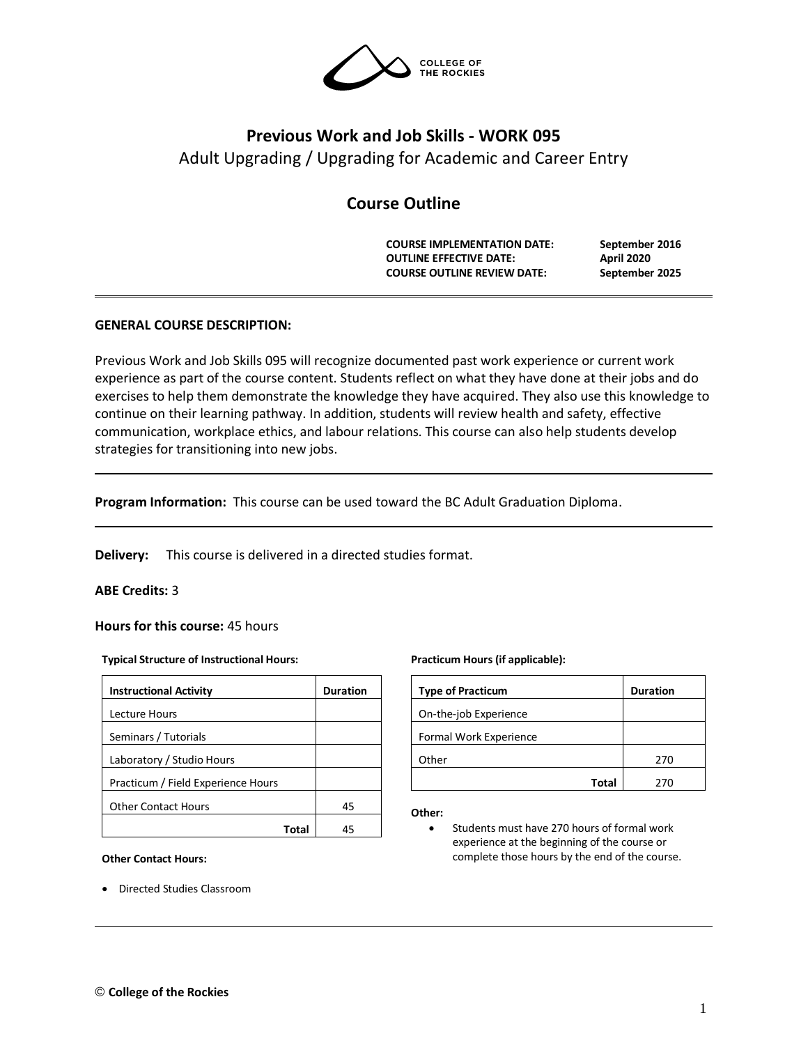COLLEGE OF THE ROCKIES

# Previous Work and Job Skills - WORK 095

Adult Upgrading / Upgrading for Academic and Career Entry

## Course Outline

| | |
|---|---|
| **COURSE IMPLEMENTATION DATE:** | **September 2016** |
| **OUTLINE EFFECTIVE DATE:** | **April 2020** |
| **COURSE OUTLINE REVIEW DATE:** | **September 2025** |

---

**GENERAL COURSE DESCRIPTION:**

Previous Work and Job Skills 095 will recognize documented past work experience or current work experience as part of the course content. Students reflect on what they have done at their jobs and do exercises to help them demonstrate the knowledge they have acquired. They also use this knowledge to continue on their learning pathway. In addition, students will review health and safety, effective communication, workplace ethics, and labour relations. This course can also help students develop strategies for transitioning into new jobs.

---

**Program Information:** This course can be used toward the BC Adult Graduation Diploma.

---

**Delivery:** This course is delivered in a directed studies format.

**ABE Credits:** 3

**Hours for this course:** 45 hours

**Typical Structure of Instructional Hours:**

| Instructional Activity | Duration |
|---|---|
| Lecture Hours | |
| Seminars / Tutorials | |
| Laboratory / Studio Hours | |
| Practicum / Field Experience Hours | |
| Other Contact Hours | 45 |
| **Total** | 45 |

**Other Contact Hours:**

- Directed Studies Classroom

**Practicum Hours (if applicable):**

| Type of Practicum | Duration |
|---|---|
| On-the-job Experience | |
| Formal Work Experience | |
| Other | 270 |
| **Total** | 270 |

**Other:**

- Students must have 270 hours of formal work experience at the beginning of the course or complete those hours by the end of the course.

---

© **College of the Rockies**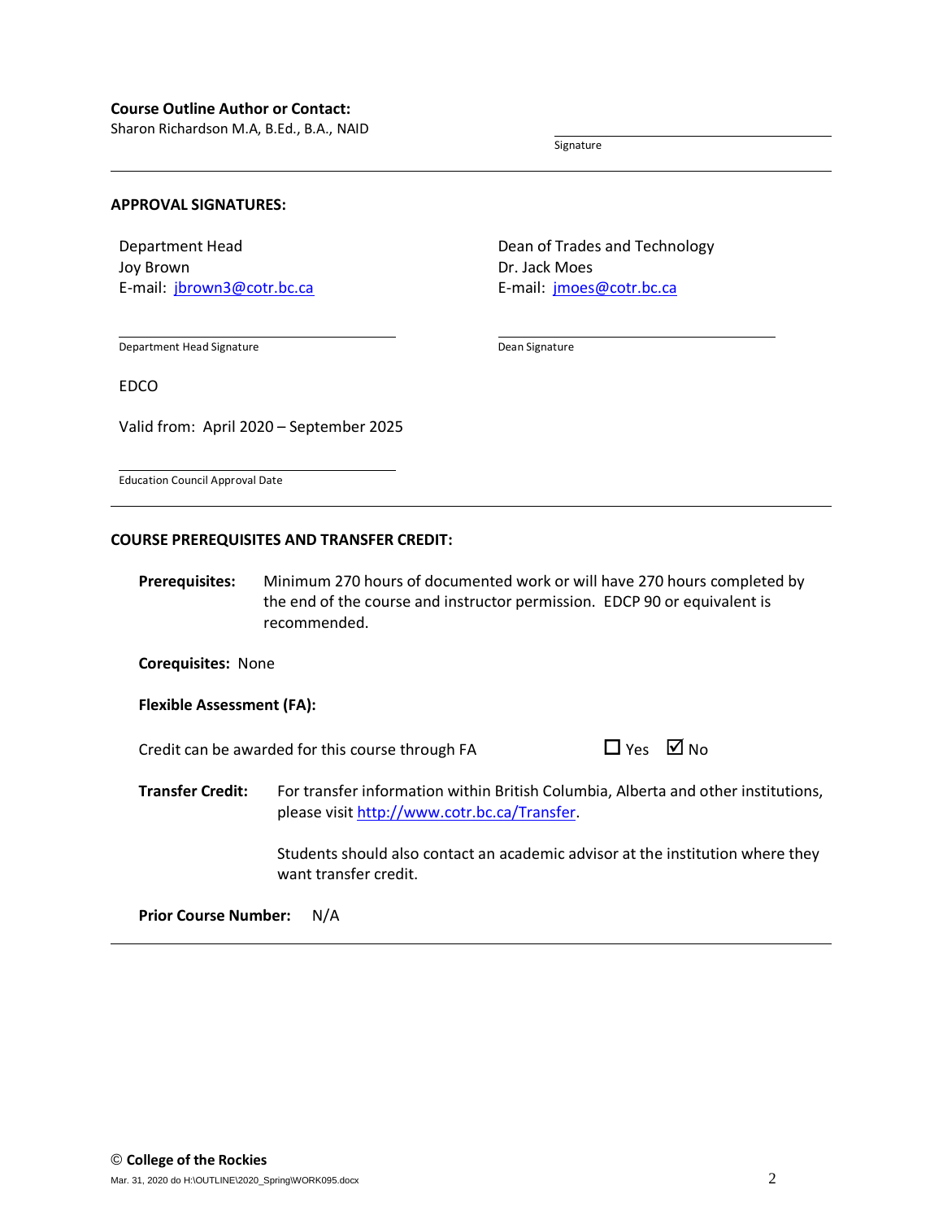**Course Outline Author or Contact:**
Sharon Richardson M.A, B.Ed., B.A., NAID

Signature

---

**APPROVAL SIGNATURES:**

Department Head
Joy Brown
E-mail: jbrown3@cotr.bc.ca

Department Head Signature

Dean of Trades and Technology
Dr. Jack Moes
E-mail: jmoes@cotr.bc.ca

Dean Signature

EDCO

Valid from: April 2020 – September 2025

Education Council Approval Date

---

**COURSE PREREQUISITES AND TRANSFER CREDIT:**

**Prerequisites:** Minimum 270 hours of documented work or will have 270 hours completed by the end of the course and instructor permission. EDCP 90 or equivalent is recommended.

**Corequisites:** None

**Flexible Assessment (FA):**

Credit can be awarded for this course through FA ☐ Yes ☑ No

**Transfer Credit:** For transfer information within British Columbia, Alberta and other institutions, please visit http://www.cotr.bc.ca/Transfer.

Students should also contact an academic advisor at the institution where they want transfer credit.

**Prior Course Number:** N/A

---

© **College of the Rockies**

Mar. 31, 2020 do H:\OUTLINE\2020_Spring\WORK095.docx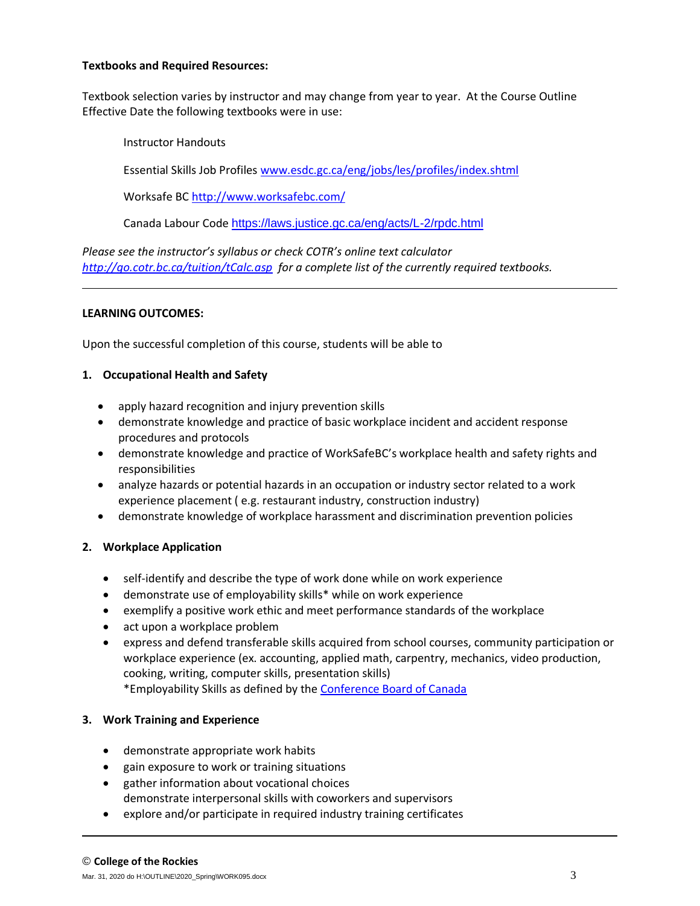**Textbooks and Required Resources:**

Textbook selection varies by instructor and may change from year to year. At the Course Outline Effective Date the following textbooks were in use:

Instructor Handouts

Essential Skills Job Profiles [www.esdc.gc.ca/eng/jobs/les/profiles/index.shtml](www.esdc.gc.ca/eng/jobs/les/profiles/index.shtml)

Worksafe BC [http://www.worksafebc.com/](http://www.worksafebc.com/)

Canada Labour Code [https://laws.justice.gc.ca/eng/acts/L-2/rpdc.html](https://laws.justice.gc.ca/eng/acts/L-2/rpdc.html)

*Please see the instructor's syllabus or check COTR's online text calculator [http://go.cotr.bc.ca/tuition/tCalc.asp](http://go.cotr.bc.ca/tuition/tCalc.asp) for a complete list of the currently required textbooks.*

---

**LEARNING OUTCOMES:**

Upon the successful completion of this course, students will be able to

**1. Occupational Health and Safety**

- apply hazard recognition and injury prevention skills
- demonstrate knowledge and practice of basic workplace incident and accident response procedures and protocols
- demonstrate knowledge and practice of WorkSafeBC's workplace health and safety rights and responsibilities
- analyze hazards or potential hazards in an occupation or industry sector related to a work experience placement ( e.g. restaurant industry, construction industry)
- demonstrate knowledge of workplace harassment and discrimination prevention policies

**2. Workplace Application**

- self-identify and describe the type of work done while on work experience
- demonstrate use of employability skills* while on work experience
- exemplify a positive work ethic and meet performance standards of the workplace
- act upon a workplace problem
- express and defend transferable skills acquired from school courses, community participation or workplace experience (ex. accounting, applied math, carpentry, mechanics, video production, cooking, writing, computer skills, presentation skills)
  *Employability Skills as defined by the Conference Board of Canada

**3. Work Training and Experience**

- demonstrate appropriate work habits
- gain exposure to work or training situations
- gather information about vocational choices
  demonstrate interpersonal skills with coworkers and supervisors
- explore and/or participate in required industry training certificates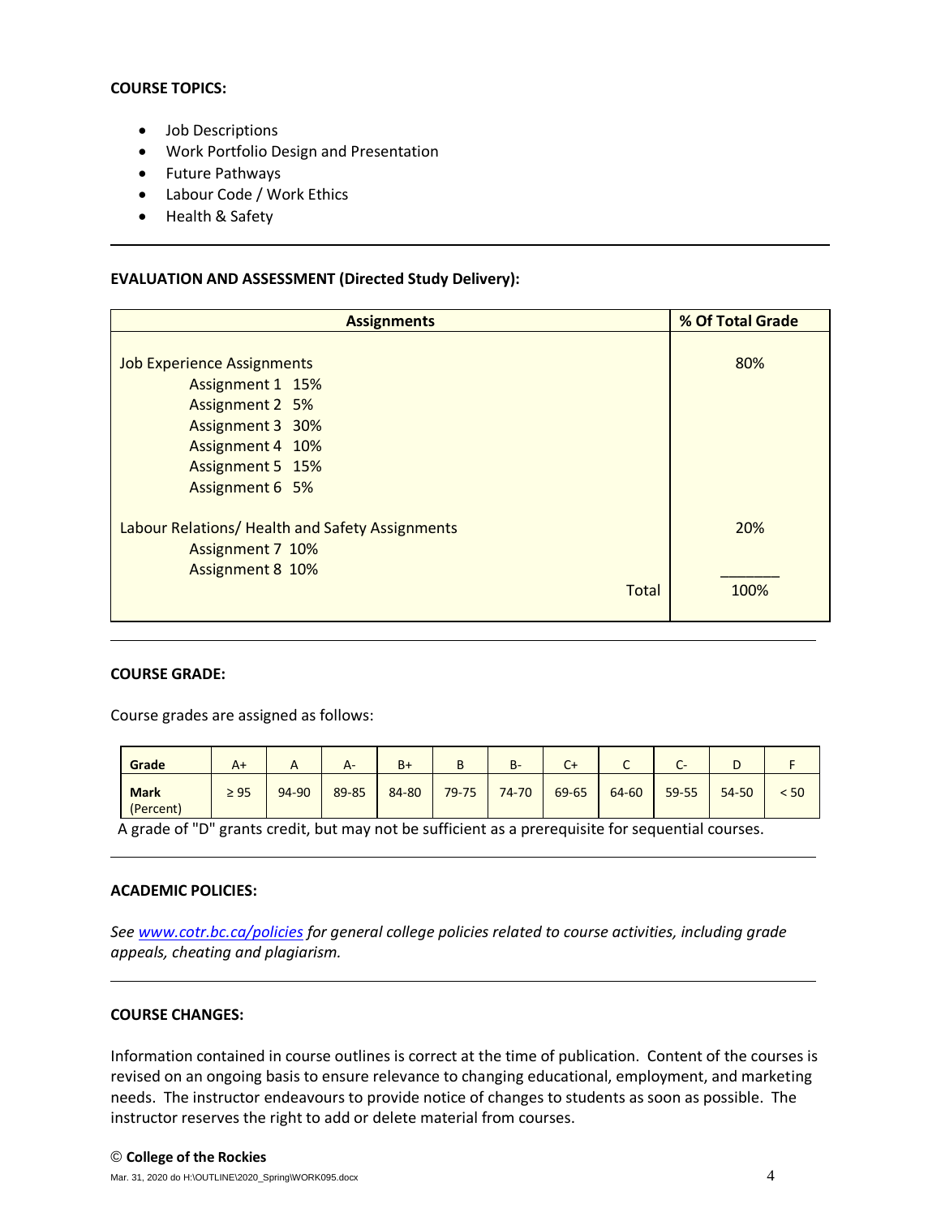**COURSE TOPICS:**

- Job Descriptions
- Work Portfolio Design and Presentation
- Future Pathways
- Labour Code / Work Ethics
- Health & Safety

---

**EVALUATION AND ASSESSMENT (Directed Study Delivery):**

| Assignments | % Of Total Grade |
|---|---|
| Job Experience Assignments | 80% |
| Assignment 1 15% | |
| Assignment 2 5% | |
| Assignment 3 30% | |
| Assignment 4 10% | |
| Assignment 5 15% | |
| Assignment 6 5% | |
| Labour Relations/ Health and Safety Assignments | 20% |
| Assignment 7 10% | |
| Assignment 8 10% | |
| Total | 100% |

---

**COURSE GRADE:**

Course grades are assigned as follows:

| Grade | A+ | A | A- | B+ | B | B- | C+ | C | C- | D | F |
|---|---|---|---|---|---|---|---|---|---|---|---|
| **Mark** (Percent) | ≥ 95 | 94-90 | 89-85 | 84-80 | 79-75 | 74-70 | 69-65 | 64-60 | 59-55 | 54-50 | < 50 |

A grade of "D" grants credit, but may not be sufficient as a prerequisite for sequential courses.

---

**ACADEMIC POLICIES:**

*See [www.cotr.bc.ca/policies](http://www.cotr.bc.ca/policies) for general college policies related to course activities, including grade appeals, cheating and plagiarism.*

---

**COURSE CHANGES:**

Information contained in course outlines is correct at the time of publication. Content of the courses is revised on an ongoing basis to ensure relevance to changing educational, employment, and marketing needs. The instructor endeavours to provide notice of changes to students as soon as possible. The instructor reserves the right to add or delete material from courses.

© **College of the Rockies**